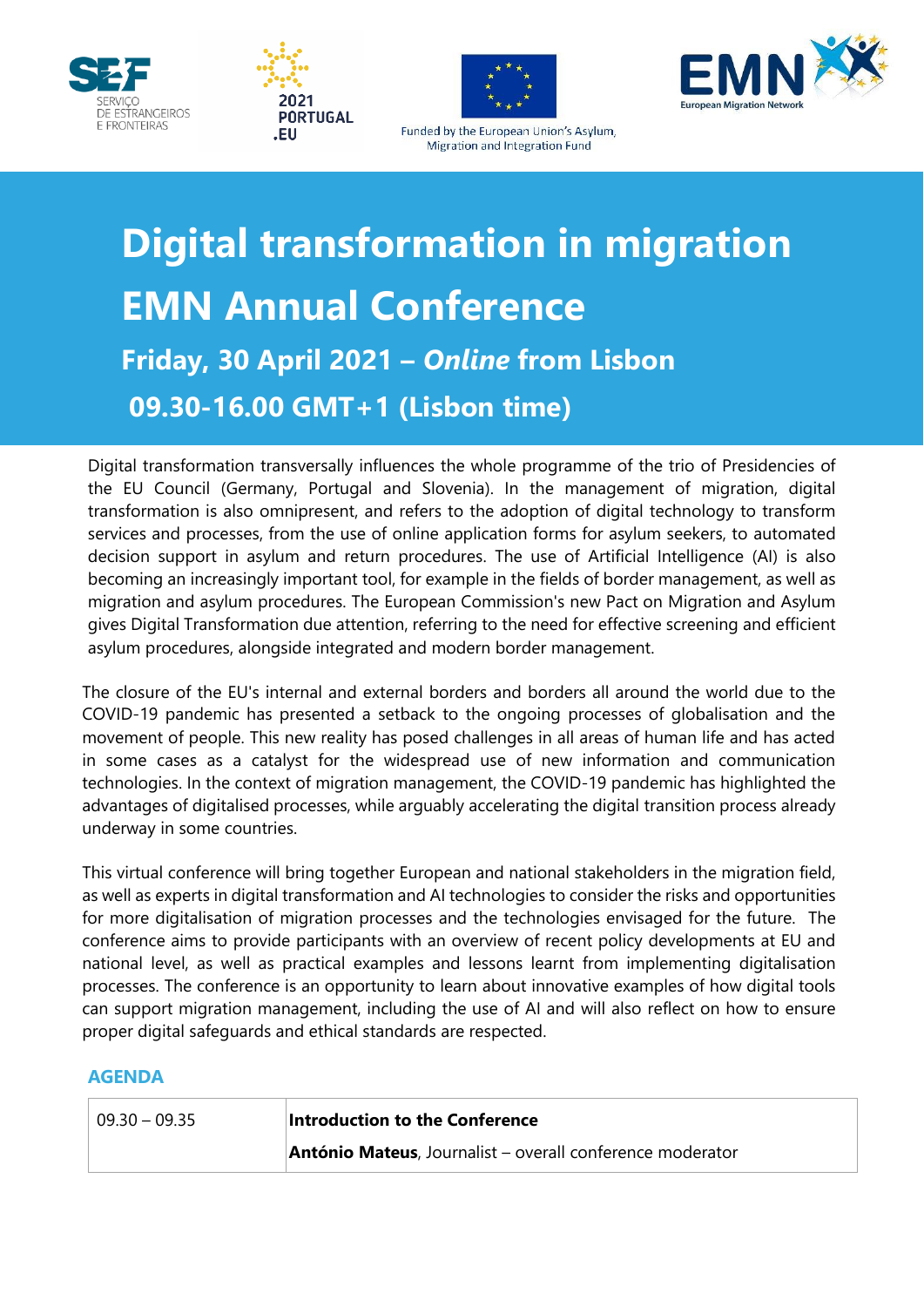SERVIÇO DE ESTRANGEIROS E FRONTEIRAS

2021 PORTUGAL .EU

Funded by the European Union's Asylum, Migration and Integration Fund

EMN European Migration Network

# Digital transformation in migration

# EMN Annual Conference

## Friday, 30 April 2021 – *Online* from Lisbon

## 09.30-16.00 GMT+1 (Lisbon time)

Digital transformation transversally influences the whole programme of the trio of Presidencies of the EU Council (Germany, Portugal and Slovenia). In the management of migration, digital transformation is also omnipresent, and refers to the adoption of digital technology to transform services and processes, from the use of online application forms for asylum seekers, to automated decision support in asylum and return procedures. The use of Artificial Intelligence (AI) is also becoming an increasingly important tool, for example in the fields of border management, as well as migration and asylum procedures. The European Commission's new Pact on Migration and Asylum gives Digital Transformation due attention, referring to the need for effective screening and efficient asylum procedures, alongside integrated and modern border management.

The closure of the EU's internal and external borders and borders all around the world due to the COVID-19 pandemic has presented a setback to the ongoing processes of globalisation and the movement of people. This new reality has posed challenges in all areas of human life and has acted in some cases as a catalyst for the widespread use of new information and communication technologies. In the context of migration management, the COVID-19 pandemic has highlighted the advantages of digitalised processes, while arguably accelerating the digital transition process already underway in some countries.

This virtual conference will bring together European and national stakeholders in the migration field, as well as experts in digital transformation and AI technologies to consider the risks and opportunities for more digitalisation of migration processes and the technologies envisaged for the future. The conference aims to provide participants with an overview of recent policy developments at EU and national level, as well as practical examples and lessons learnt from implementing digitalisation processes. The conference is an opportunity to learn about innovative examples of how digital tools can support migration management, including the use of AI and will also reflect on how to ensure proper digital safeguards and ethical standards are respected.

### AGENDA

| | |
|---|---|
| 09.30 – 09.35 | **Introduction to the Conference**<br>**António Mateus**, Journalist – overall conference moderator |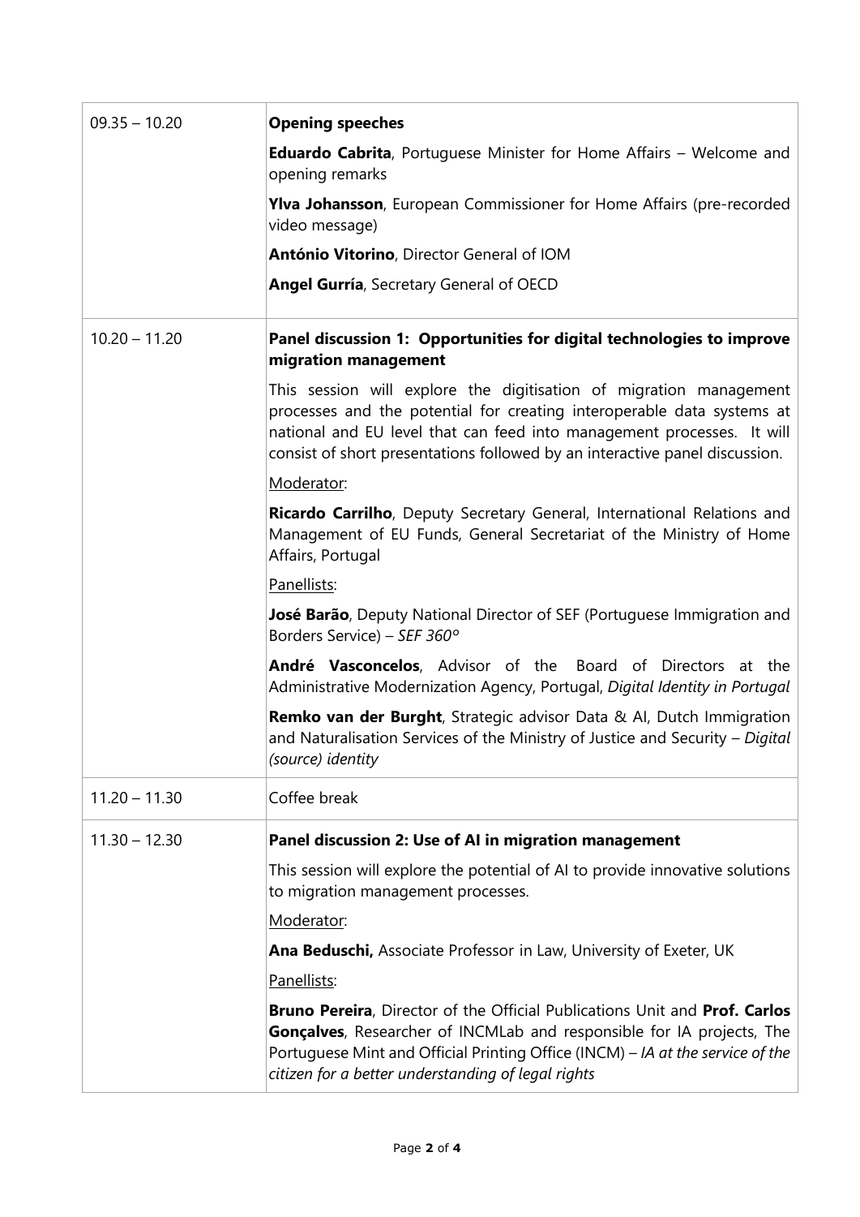| | |
|---|---|
| 09.35 – 10.20 | **Opening speeches**<br><br>**Eduardo Cabrita**, Portuguese Minister for Home Affairs – Welcome and opening remarks<br><br>**Ylva Johansson**, European Commissioner for Home Affairs (pre-recorded video message)<br><br>**António Vitorino**, Director General of IOM<br><br>**Angel Gurría**, Secretary General of OECD |
| 10.20 – 11.20 | **Panel discussion 1: Opportunities for digital technologies to improve migration management**<br><br>This session will explore the digitisation of migration management processes and the potential for creating interoperable data systems at national and EU level that can feed into management processes. It will consist of short presentations followed by an interactive panel discussion.<br><br>Moderator:<br><br>**Ricardo Carrilho**, Deputy Secretary General, International Relations and Management of EU Funds, General Secretariat of the Ministry of Home Affairs, Portugal<br><br>Panellists:<br><br>**José Barão**, Deputy National Director of SEF (Portuguese Immigration and Borders Service) – *SEF 360º*<br><br>**André Vasconcelos**, Advisor of the Board of Directors at the Administrative Modernization Agency, Portugal, *Digital Identity in Portugal*<br><br>**Remko van der Burght**, Strategic advisor Data & AI, Dutch Immigration and Naturalisation Services of the Ministry of Justice and Security – *Digital (source) identity* |
| 11.20 – 11.30 | Coffee break |
| 11.30 – 12.30 | **Panel discussion 2: Use of AI in migration management**<br><br>This session will explore the potential of AI to provide innovative solutions to migration management processes.<br><br>Moderator:<br><br>**Ana Beduschi,** Associate Professor in Law, University of Exeter, UK<br><br>Panellists:<br><br>**Bruno Pereira**, Director of the Official Publications Unit and **Prof. Carlos Gonçalves**, Researcher of INCMLab and responsible for IA projects, The Portuguese Mint and Official Printing Office (INCM) – *IA at the service of the citizen for a better understanding of legal rights* |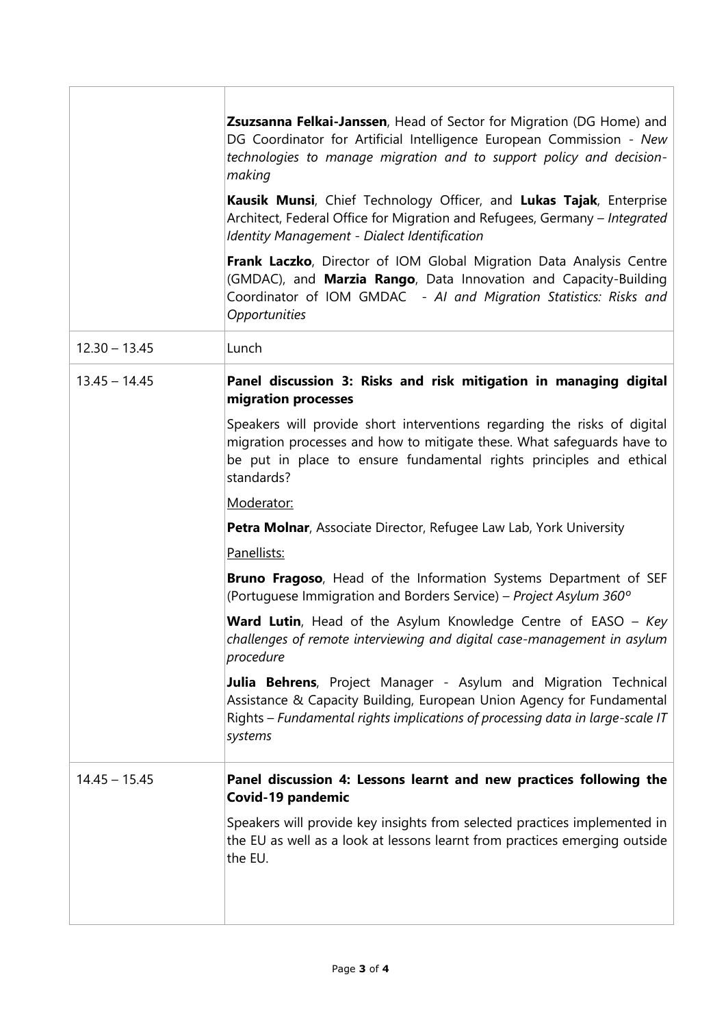| | |
|---|---|
| | **Zsuzsanna Felkai-Janssen**, Head of Sector for Migration (DG Home) and DG Coordinator for Artificial Intelligence European Commission - *New technologies to manage migration and to support policy and decision-making*<br><br>**Kausik Munsi**, Chief Technology Officer, and **Lukas Tajak**, Enterprise Architect, Federal Office for Migration and Refugees, Germany – *Integrated Identity Management - Dialect Identification*<br><br>**Frank Laczko**, Director of IOM Global Migration Data Analysis Centre (GMDAC), and **Marzia Rango**, Data Innovation and Capacity-Building Coordinator of IOM GMDAC - *AI and Migration Statistics: Risks and Opportunities* |
| 12.30 – 13.45 | Lunch |
| 13.45 – 14.45 | **Panel discussion 3: Risks and risk mitigation in managing digital migration processes**<br><br>Speakers will provide short interventions regarding the risks of digital migration processes and how to mitigate these. What safeguards have to be put in place to ensure fundamental rights principles and ethical standards?<br><br>Moderator:<br><br>**Petra Molnar**, Associate Director, Refugee Law Lab, York University<br><br>Panellists:<br><br>**Bruno Fragoso**, Head of the Information Systems Department of SEF (Portuguese Immigration and Borders Service) – *Project Asylum 360º*<br><br>**Ward Lutin**, Head of the Asylum Knowledge Centre of EASO – *Key challenges of remote interviewing and digital case-management in asylum procedure*<br><br>**Julia Behrens**, Project Manager - Asylum and Migration Technical Assistance & Capacity Building, European Union Agency for Fundamental Rights – *Fundamental rights implications of processing data in large-scale IT systems* |
| 14.45 – 15.45 | **Panel discussion 4: Lessons learnt and new practices following the Covid-19 pandemic**<br><br>Speakers will provide key insights from selected practices implemented in the EU as well as a look at lessons learnt from practices emerging outside the EU. |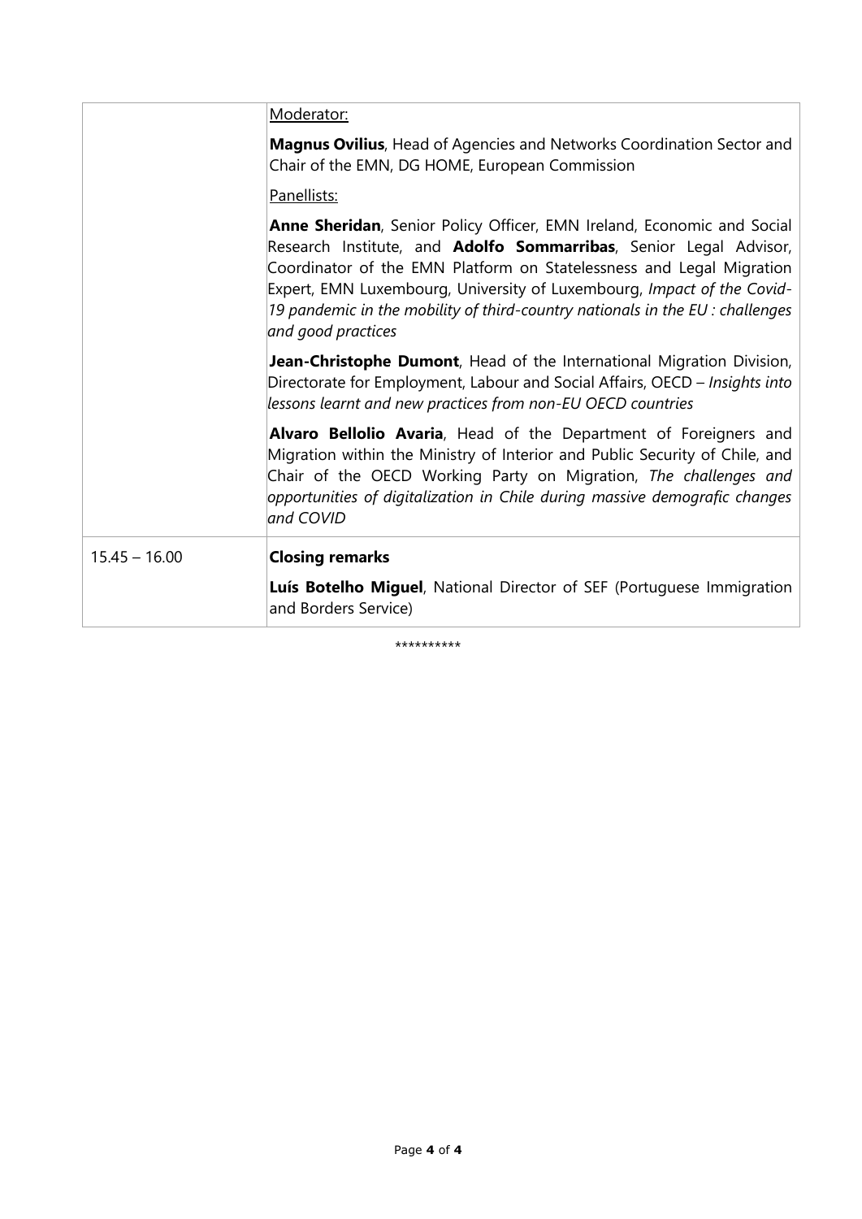| | |
|---|---|
| | Moderator:<br><br>**Magnus Ovilius**, Head of Agencies and Networks Coordination Sector and Chair of the EMN, DG HOME, European Commission<br><br>Panellists:<br><br>**Anne Sheridan**, Senior Policy Officer, EMN Ireland, Economic and Social Research Institute, and **Adolfo Sommarribas**, Senior Legal Advisor, Coordinator of the EMN Platform on Statelessness and Legal Migration Expert, EMN Luxembourg, University of Luxembourg, *Impact of the Covid-19 pandemic in the mobility of third-country nationals in the EU : challenges and good practices*<br><br>**Jean-Christophe Dumont**, Head of the International Migration Division, Directorate for Employment, Labour and Social Affairs, OECD – *Insights into lessons learnt and new practices from non-EU OECD countries*<br><br>**Alvaro Bellolio Avaria**, Head of the Department of Foreigners and Migration within the Ministry of Interior and Public Security of Chile, and Chair of the OECD Working Party on Migration, *The challenges and opportunities of digitalization in Chile during massive demografic changes and COVID* |
| 15.45 – 16.00 | **Closing remarks**<br><br>**Luís Botelho Miguel**, National Director of SEF (Portuguese Immigration and Borders Service) |

**********